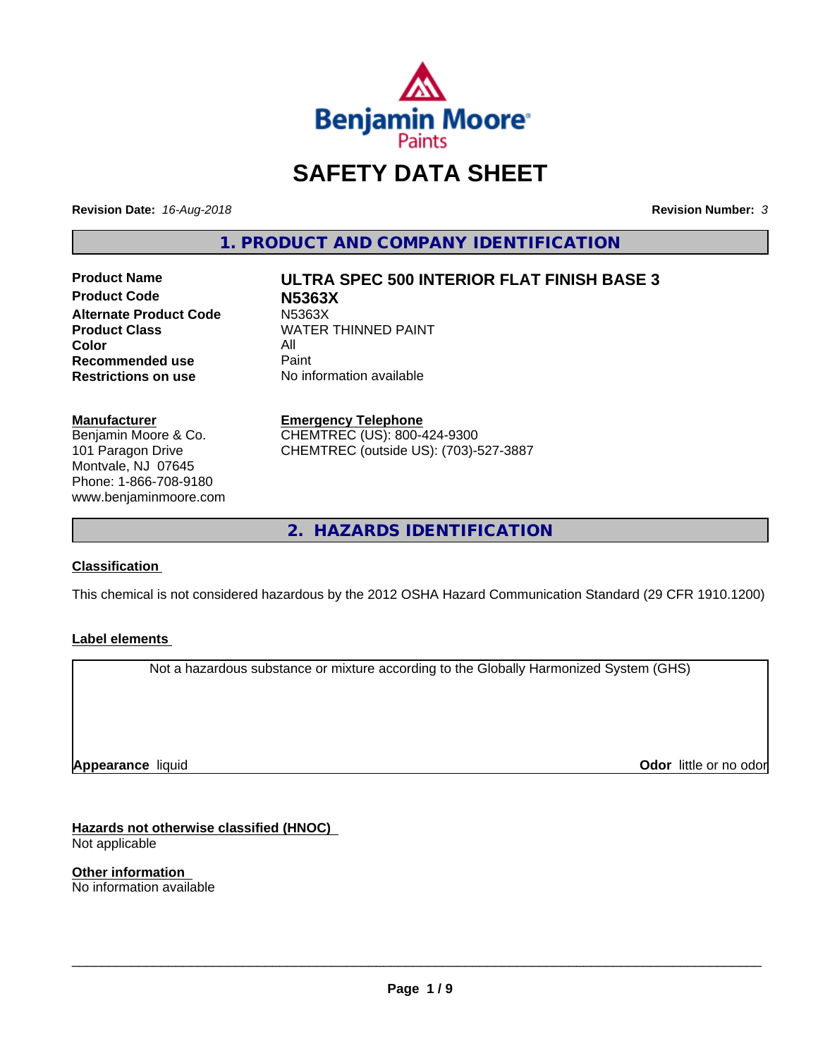# SAFETY DATA SHEET

**Revision Date:** *16-Aug-2018*

**Revision Number:** *3*

## 1. PRODUCT AND COMPANY IDENTIFICATION

| | |
|---|---|
| **Product Name** | **ULTRA SPEC 500 INTERIOR FLAT FINISH BASE 3** |
| **Product Code** | **N5363X** |
| **Alternate Product Code** | N5363X |
| **Product Class** | WATER THINNED PAINT |
| **Color** | All |
| **Recommended use** | Paint |
| **Restrictions on use** | No information available |

**Manufacturer**
Benjamin Moore & Co.
101 Paragon Drive
Montvale, NJ 07645
Phone: 1-866-708-9180
www.benjaminmoore.com

**Emergency Telephone**
CHEMTREC (US): 800-424-9300
CHEMTREC (outside US): (703)-527-3887

## 2. HAZARDS IDENTIFICATION

### Classification

This chemical is not considered hazardous by the 2012 OSHA Hazard Communication Standard (29 CFR 1910.1200)

### Label elements

Not a hazardous substance or mixture according to the Globally Harmonized System (GHS)

**Appearance** liquid

**Odor** little or no odor

### Hazards not otherwise classified (HNOC)

Not applicable

### Other information

No information available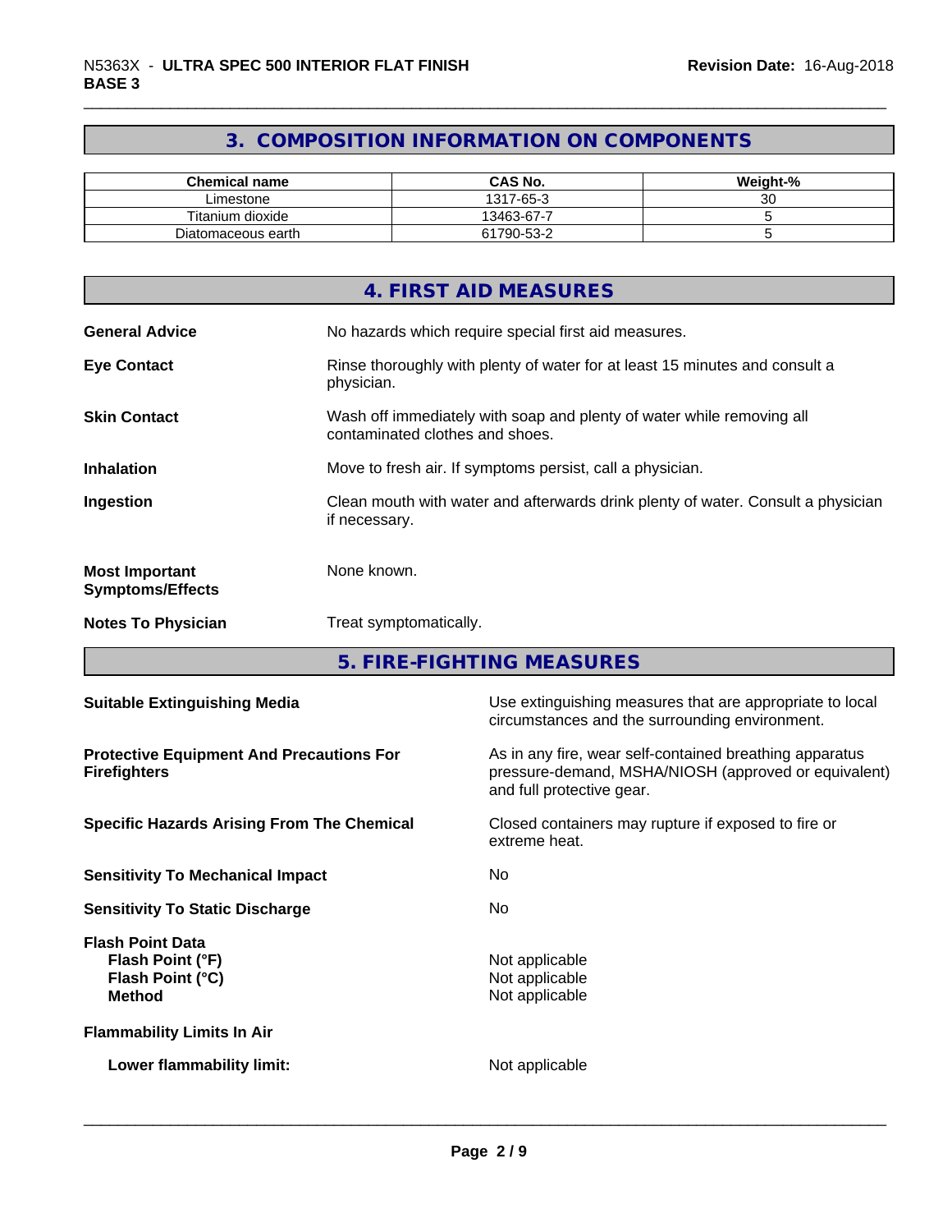## 3. COMPOSITION INFORMATION ON COMPONENTS

| Chemical name | CAS No. | Weight-% |
|---|---|---|
| Limestone | 1317-65-3 | 30 |
| Titanium dioxide | 13463-67-7 | 5 |
| Diatomaceous earth | 61790-53-2 | 5 |

## 4. FIRST AID MEASURES

**General Advice** No hazards which require special first aid measures.

**Eye Contact** Rinse thoroughly with plenty of water for at least 15 minutes and consult a physician.

**Skin Contact** Wash off immediately with soap and plenty of water while removing all contaminated clothes and shoes.

**Inhalation** Move to fresh air. If symptoms persist, call a physician.

**Ingestion** Clean mouth with water and afterwards drink plenty of water. Consult a physician if necessary.

**Most Important Symptoms/Effects** None known.

**Notes To Physician** Treat symptomatically.

## 5. FIRE-FIGHTING MEASURES

**Suitable Extinguishing Media** Use extinguishing measures that are appropriate to local circumstances and the surrounding environment.

**Protective Equipment And Precautions For Firefighters** As in any fire, wear self-contained breathing apparatus pressure-demand, MSHA/NIOSH (approved or equivalent) and full protective gear.

**Specific Hazards Arising From The Chemical** Closed containers may rupture if exposed to fire or extreme heat.

**Sensitivity To Mechanical Impact** No

**Sensitivity To Static Discharge** No

**Flash Point Data**
**Flash Point (°F)** Not applicable
**Flash Point (°C)** Not applicable
**Method** Not applicable

**Flammability Limits In Air**

**Lower flammability limit:** Not applicable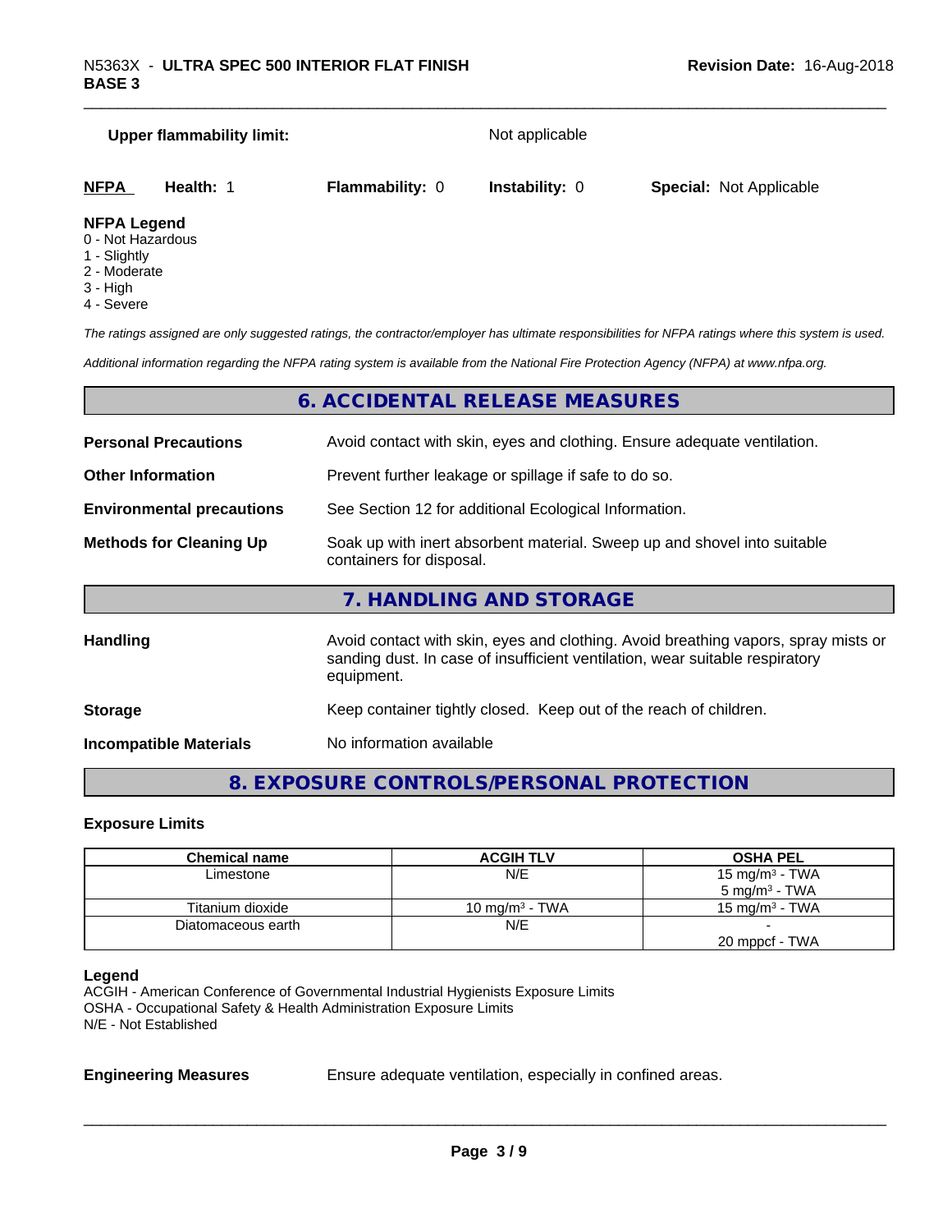**Upper flammability limit:** Not applicable

| **NFPA** | **Health:** 1 | **Flammability:** 0 | **Instability:** 0 | **Special:** Not Applicable |
|---|---|---|---|---|

**NFPA Legend**
0 - Not Hazardous
1 - Slightly
2 - Moderate
3 - High
4 - Severe

*The ratings assigned are only suggested ratings, the contractor/employer has ultimate responsibilities for NFPA ratings where this system is used.*

*Additional information regarding the NFPA rating system is available from the National Fire Protection Agency (NFPA) at www.nfpa.org.*

## 6. ACCIDENTAL RELEASE MEASURES

**Personal Precautions** Avoid contact with skin, eyes and clothing. Ensure adequate ventilation.

**Other Information** Prevent further leakage or spillage if safe to do so.

**Environmental precautions** See Section 12 for additional Ecological Information.

**Methods for Cleaning Up** Soak up with inert absorbent material. Sweep up and shovel into suitable containers for disposal.

## 7. HANDLING AND STORAGE

**Handling** Avoid contact with skin, eyes and clothing. Avoid breathing vapors, spray mists or sanding dust. In case of insufficient ventilation, wear suitable respiratory equipment.

**Storage** Keep container tightly closed. Keep out of the reach of children.

**Incompatible Materials** No information available

## 8. EXPOSURE CONTROLS/PERSONAL PROTECTION

### Exposure Limits

| Chemical name | ACGIH TLV | OSHA PEL |
|---|---|---|
| Limestone | N/E | 15 mg/m³ - TWA<br>5 mg/m³ - TWA |
| Titanium dioxide | 10 mg/m³ - TWA | 15 mg/m³ - TWA |
| Diatomaceous earth | N/E | -<br>20 mppcf - TWA |

**Legend**
ACGIH - American Conference of Governmental Industrial Hygienists Exposure Limits
OSHA - Occupational Safety & Health Administration Exposure Limits
N/E - Not Established

**Engineering Measures** Ensure adequate ventilation, especially in confined areas.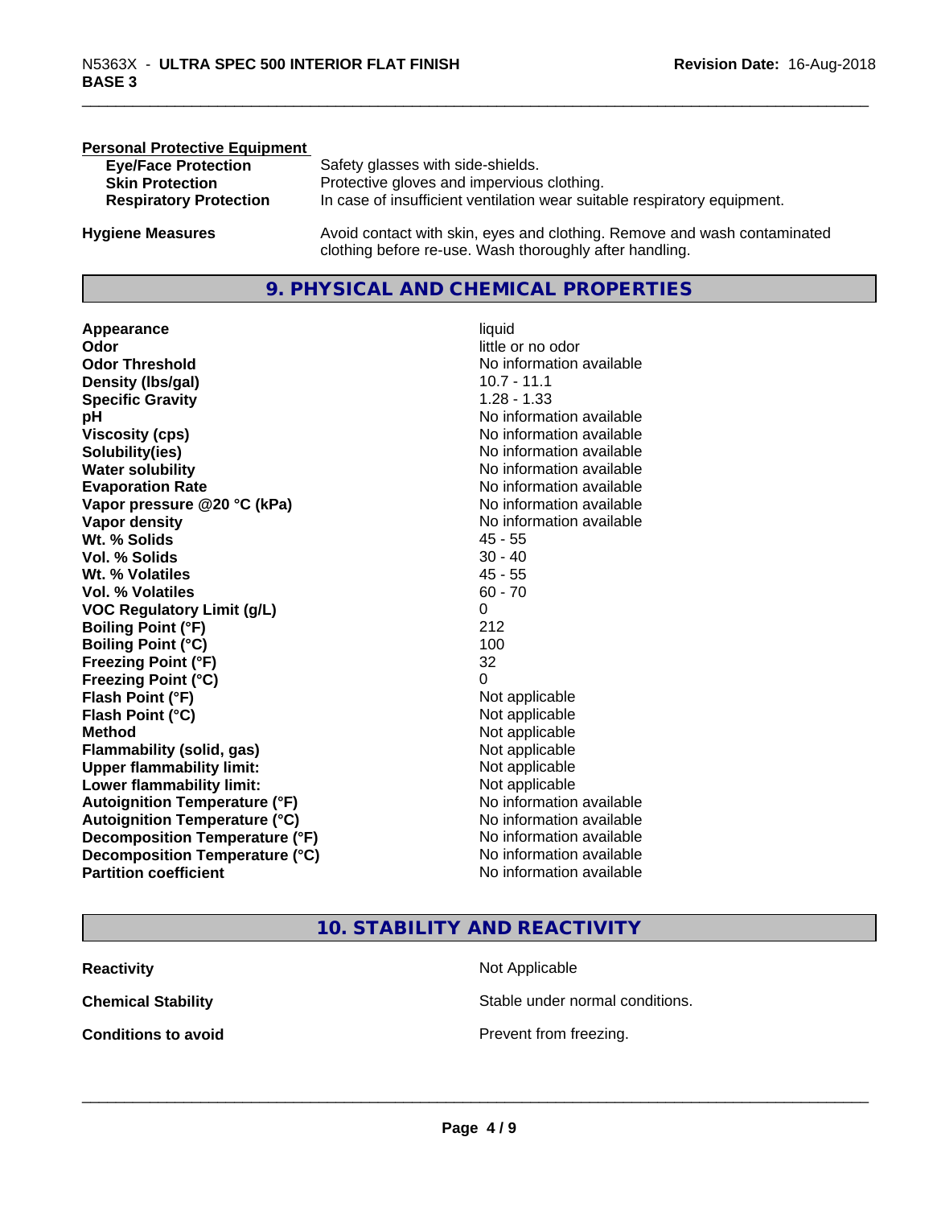**Personal Protective Equipment**

| | |
|---|---|
| **Eye/Face Protection** | Safety glasses with side-shields. |
| **Skin Protection** | Protective gloves and impervious clothing. |
| **Respiratory Protection** | In case of insufficient ventilation wear suitable respiratory equipment. |

**Hygiene Measures** Avoid contact with skin, eyes and clothing. Remove and wash contaminated clothing before re-use. Wash thoroughly after handling.

## 9. PHYSICAL AND CHEMICAL PROPERTIES

| | |
|---|---|
| **Appearance** | liquid |
| **Odor** | little or no odor |
| **Odor Threshold** | No information available |
| **Density (lbs/gal)** | 10.7 - 11.1 |
| **Specific Gravity** | 1.28 - 1.33 |
| **pH** | No information available |
| **Viscosity (cps)** | No information available |
| **Solubility(ies)** | No information available |
| **Water solubility** | No information available |
| **Evaporation Rate** | No information available |
| **Vapor pressure @20 °C (kPa)** | No information available |
| **Vapor density** | No information available |
| **Wt. % Solids** | 45 - 55 |
| **Vol. % Solids** | 30 - 40 |
| **Wt. % Volatiles** | 45 - 55 |
| **Vol. % Volatiles** | 60 - 70 |
| **VOC Regulatory Limit (g/L)** | 0 |
| **Boiling Point (°F)** | 212 |
| **Boiling Point (°C)** | 100 |
| **Freezing Point (°F)** | 32 |
| **Freezing Point (°C)** | 0 |
| **Flash Point (°F)** | Not applicable |
| **Flash Point (°C)** | Not applicable |
| **Method** | Not applicable |
| **Flammability (solid, gas)** | Not applicable |
| **Upper flammability limit:** | Not applicable |
| **Lower flammability limit:** | Not applicable |
| **Autoignition Temperature (°F)** | No information available |
| **Autoignition Temperature (°C)** | No information available |
| **Decomposition Temperature (°F)** | No information available |
| **Decomposition Temperature (°C)** | No information available |
| **Partition coefficient** | No information available |

## 10. STABILITY AND REACTIVITY

| | |
|---|---|
| **Reactivity** | Not Applicable |
| **Chemical Stability** | Stable under normal conditions. |
| **Conditions to avoid** | Prevent from freezing. |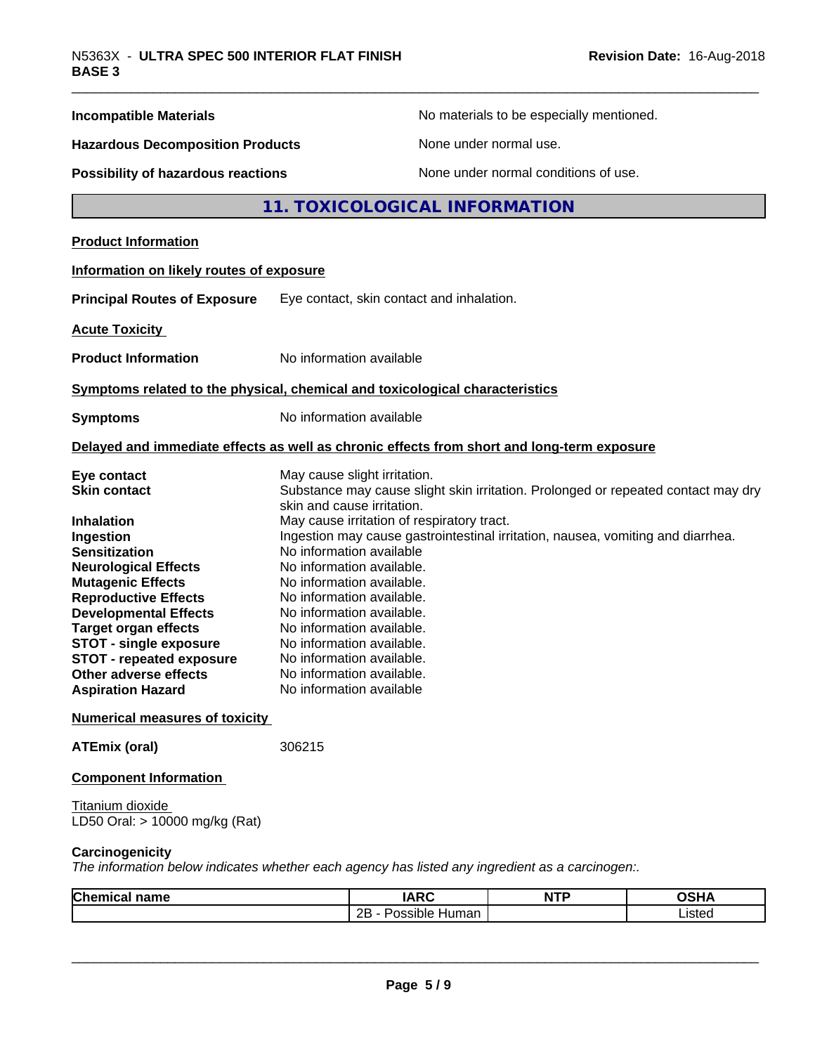| | |
|---|---|
| **Incompatible Materials** | No materials to be especially mentioned. |
| **Hazardous Decomposition Products** | None under normal use. |
| **Possibility of hazardous reactions** | None under normal conditions of use. |

## 11. TOXICOLOGICAL INFORMATION

**Product Information**

**Information on likely routes of exposure**

**Principal Routes of Exposure** Eye contact, skin contact and inhalation.

**Acute Toxicity**

**Product Information** No information available

**Symptoms related to the physical, chemical and toxicological characteristics**

**Symptoms** No information available

**Delayed and immediate effects as well as chronic effects from short and long-term exposure**

| | |
|---|---|
| **Eye contact** | May cause slight irritation. |
| **Skin contact** | Substance may cause slight skin irritation. Prolonged or repeated contact may dry skin and cause irritation. |
| **Inhalation** | May cause irritation of respiratory tract. |
| **Ingestion** | Ingestion may cause gastrointestinal irritation, nausea, vomiting and diarrhea. |
| **Sensitization** | No information available |
| **Neurological Effects** | No information available. |
| **Mutagenic Effects** | No information available. |
| **Reproductive Effects** | No information available. |
| **Developmental Effects** | No information available. |
| **Target organ effects** | No information available. |
| **STOT - single exposure** | No information available. |
| **STOT - repeated exposure** | No information available. |
| **Other adverse effects** | No information available. |
| **Aspiration Hazard** | No information available |

**Numerical measures of toxicity**

**ATEmix (oral)** 306215

**Component Information**

Titanium dioxide
LD50 Oral: > 10000 mg/kg (Rat)

**Carcinogenicity**
*The information below indicates whether each agency has listed any ingredient as a carcinogen:.*

| Chemical name | IARC | NTP | OSHA |
|---|---|---|---|
| | 2B - Possible Human | | Listed |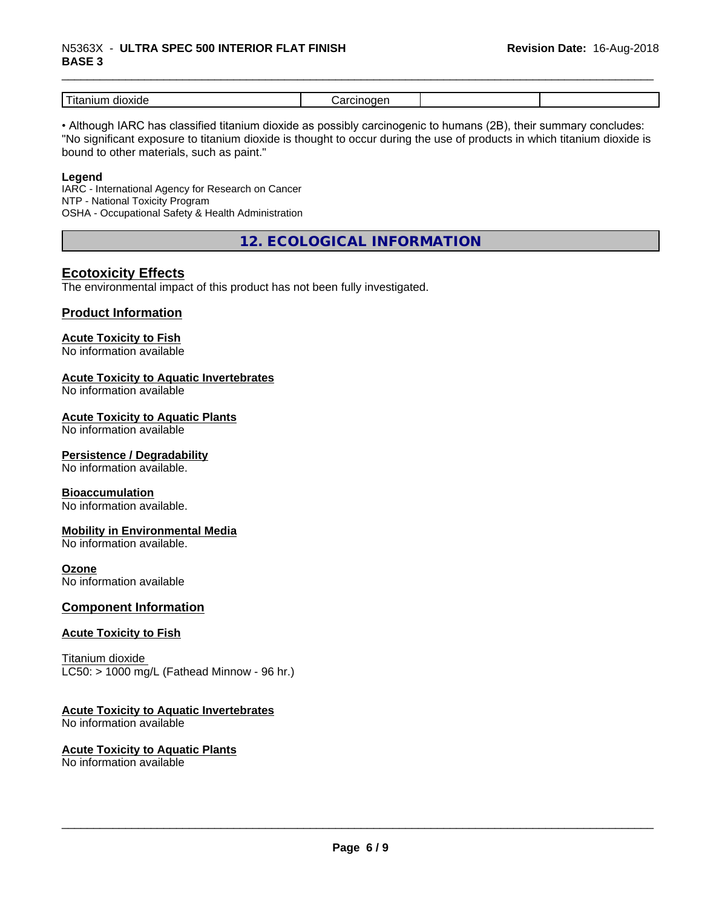| Titanium dioxide | Carcinogen | | |
|---|---|---|---|

• Although IARC has classified titanium dioxide as possibly carcinogenic to humans (2B), their summary concludes: "No significant exposure to titanium dioxide is thought to occur during the use of products in which titanium dioxide is bound to other materials, such as paint."

**Legend**
IARC - International Agency for Research on Cancer
NTP - National Toxicity Program
OSHA - Occupational Safety & Health Administration

## 12. ECOLOGICAL INFORMATION

### Ecotoxicity Effects

The environmental impact of this product has not been fully investigated.

### Product Information

**Acute Toxicity to Fish**
No information available

**Acute Toxicity to Aquatic Invertebrates**
No information available

**Acute Toxicity to Aquatic Plants**
No information available

**Persistence / Degradability**
No information available.

**Bioaccumulation**
No information available.

**Mobility in Environmental Media**
No information available.

**Ozone**
No information available

### Component Information

**Acute Toxicity to Fish**

Titanium dioxide
LC50: > 1000 mg/L (Fathead Minnow - 96 hr.)

**Acute Toxicity to Aquatic Invertebrates**
No information available

**Acute Toxicity to Aquatic Plants**
No information available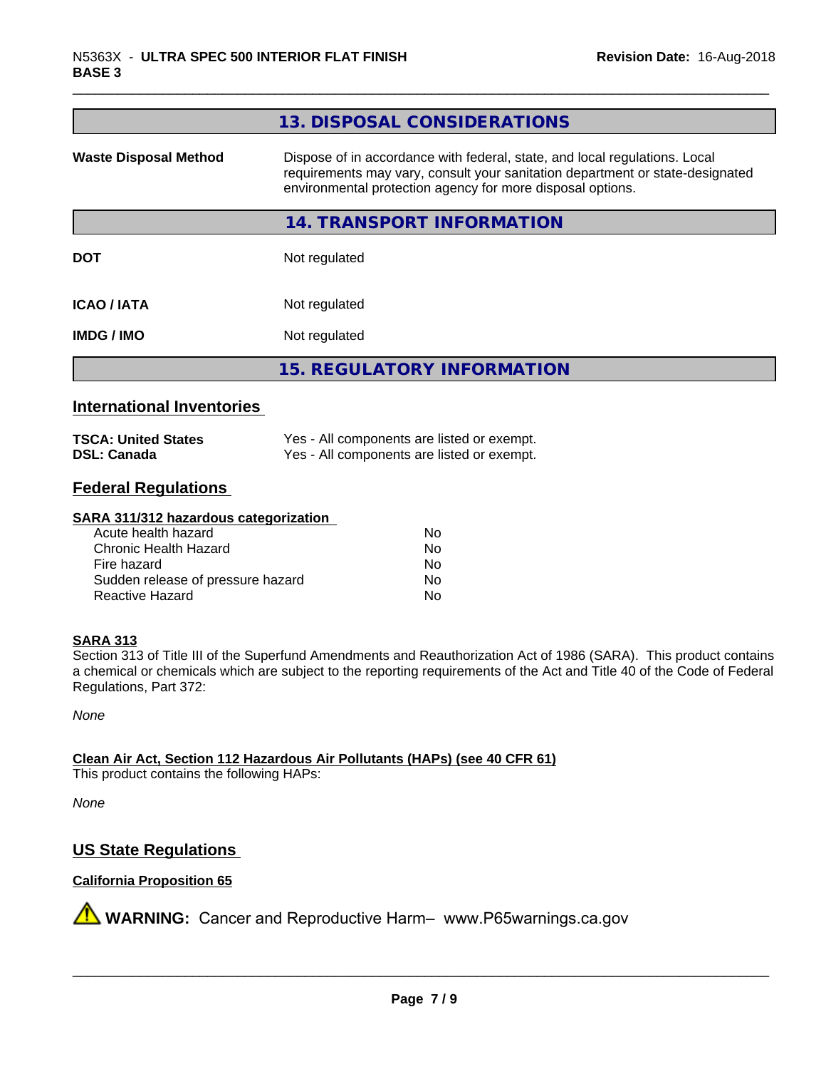## 13. DISPOSAL CONSIDERATIONS

| | |
|---|---|
| **Waste Disposal Method** | Dispose of in accordance with federal, state, and local regulations. Local requirements may vary, consult your sanitation department or state-designated environmental protection agency for more disposal options. |

## 14. TRANSPORT INFORMATION

| | |
|---|---|
| **DOT** | Not regulated |
| **ICAO / IATA** | Not regulated |
| **IMDG / IMO** | Not regulated |

## 15. REGULATORY INFORMATION

### International Inventories

| | |
|---|---|
| **TSCA: United States** | Yes - All components are listed or exempt. |
| **DSL: Canada** | Yes - All components are listed or exempt. |

### Federal Regulations

**SARA 311/312 hazardous categorization**

| | |
|---|---|
| Acute health hazard | No |
| Chronic Health Hazard | No |
| Fire hazard | No |
| Sudden release of pressure hazard | No |
| Reactive Hazard | No |

**SARA 313**

Section 313 of Title III of the Superfund Amendments and Reauthorization Act of 1986 (SARA). This product contains a chemical or chemicals which are subject to the reporting requirements of the Act and Title 40 of the Code of Federal Regulations, Part 372:

*None*

**Clean Air Act, Section 112 Hazardous Air Pollutants (HAPs) (see 40 CFR 61)**

This product contains the following HAPs:

*None*

### US State Regulations

**California Proposition 65**

⚠ **WARNING:** Cancer and Reproductive Harm– www.P65warnings.ca.gov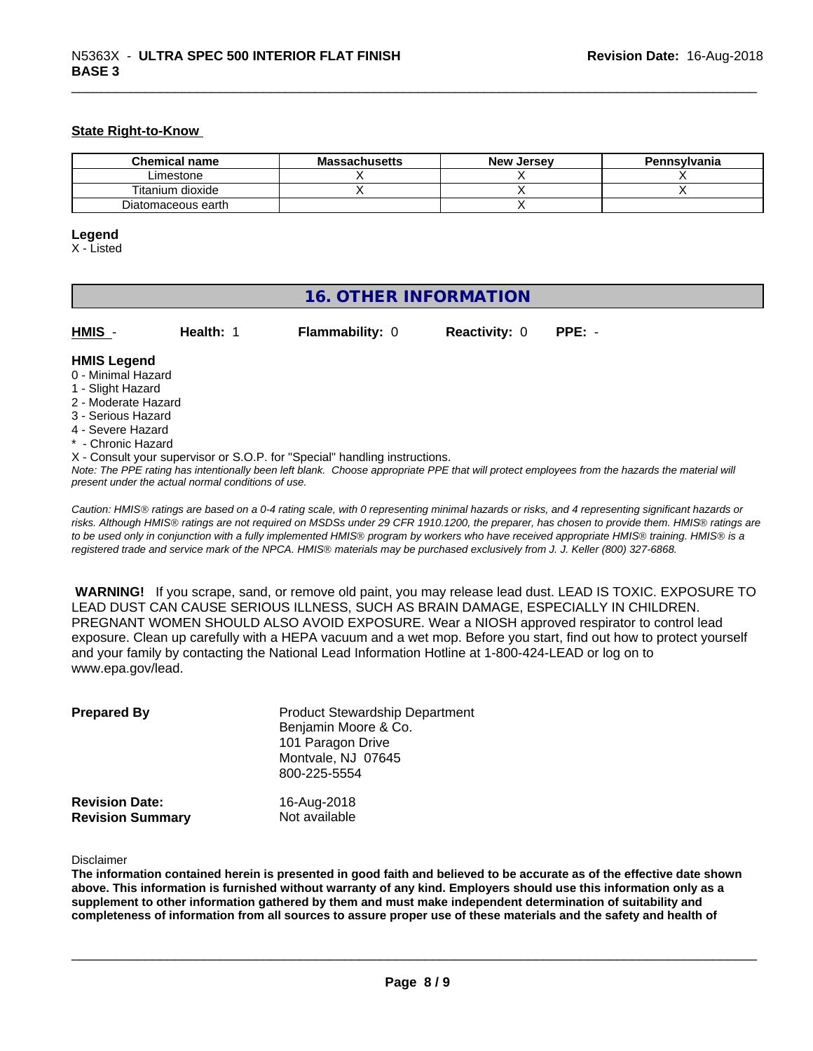#### State Right-to-Know

| Chemical name | Massachusetts | New Jersey | Pennsylvania |
|---|---|---|---|
| Limestone | X | X | X |
| Titanium dioxide | X | X | X |
| Diatomaceous earth | | X | |

**Legend**
X - Listed

## 16. OTHER INFORMATION

**HMIS** - **Health:** 1 **Flammability:** 0 **Reactivity:** 0 **PPE:** -

**HMIS Legend**
0 - Minimal Hazard
1 - Slight Hazard
2 - Moderate Hazard
3 - Serious Hazard
4 - Severe Hazard
* - Chronic Hazard
X - Consult your supervisor or S.O.P. for "Special" handling instructions.

*Note: The PPE rating has intentionally been left blank. Choose appropriate PPE that will protect employees from the hazards the material will present under the actual normal conditions of use.*

*Caution: HMIS® ratings are based on a 0-4 rating scale, with 0 representing minimal hazards or risks, and 4 representing significant hazards or risks. Although HMIS® ratings are not required on MSDSs under 29 CFR 1910.1200, the preparer, has chosen to provide them. HMIS® ratings are to be used only in conjunction with a fully implemented HMIS® program by workers who have received appropriate HMIS® training. HMIS® is a registered trade and service mark of the NPCA. HMIS® materials may be purchased exclusively from J. J. Keller (800) 327-6868.*

**WARNING!** If you scrape, sand, or remove old paint, you may release lead dust. LEAD IS TOXIC. EXPOSURE TO LEAD DUST CAN CAUSE SERIOUS ILLNESS, SUCH AS BRAIN DAMAGE, ESPECIALLY IN CHILDREN. PREGNANT WOMEN SHOULD ALSO AVOID EXPOSURE. Wear a NIOSH approved respirator to control lead exposure. Clean up carefully with a HEPA vacuum and a wet mop. Before you start, find out how to protect yourself and your family by contacting the National Lead Information Hotline at 1-800-424-LEAD or log on to www.epa.gov/lead.

**Prepared By**
Product Stewardship Department
Benjamin Moore & Co.
101 Paragon Drive
Montvale, NJ 07645
800-225-5554

**Revision Date:** 16-Aug-2018
**Revision Summary** Not available

Disclaimer

**The information contained herein is presented in good faith and believed to be accurate as of the effective date shown above. This information is furnished without warranty of any kind. Employers should use this information only as a supplement to other information gathered by them and must make independent determination of suitability and completeness of information from all sources to assure proper use of these materials and the safety and health of**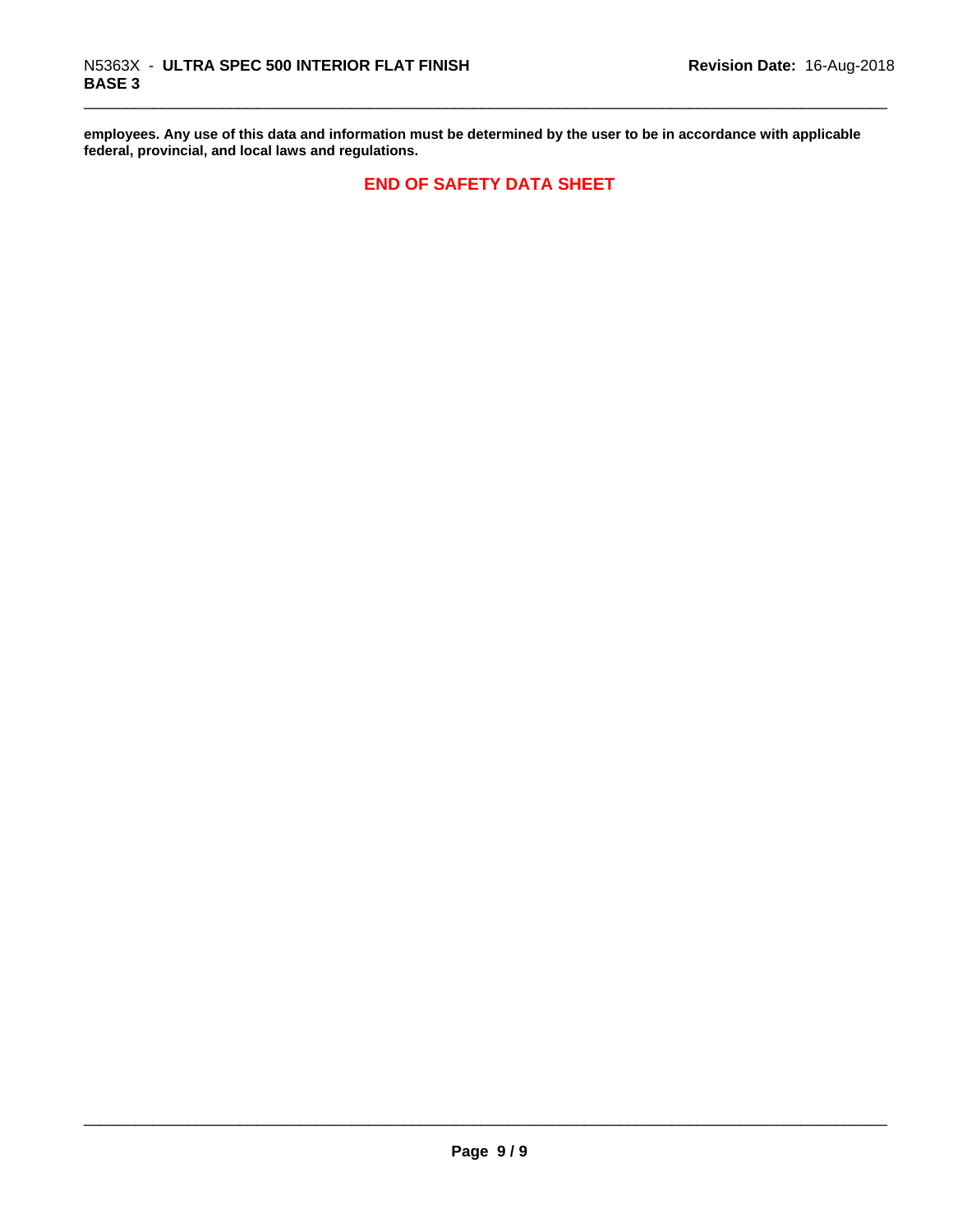**employees. Any use of this data and information must be determined by the user to be in accordance with applicable federal, provincial, and local laws and regulations.**

**END OF SAFETY DATA SHEET**